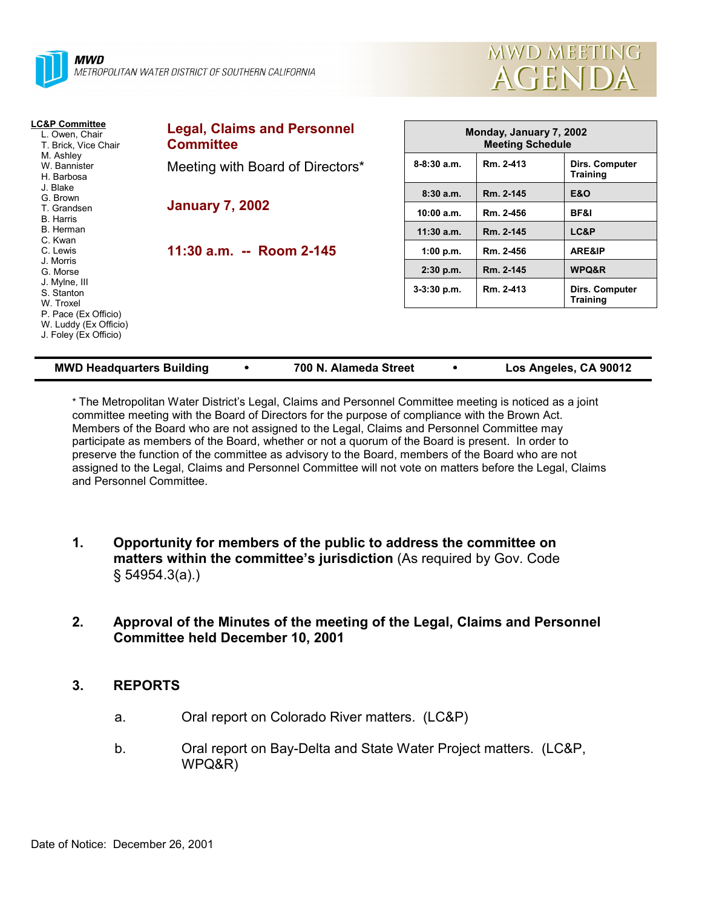**MWD**
*METROPOLITAN WATER DISTRICT OF SOUTHERN CALIFORNIA*

# MWD MEETING AGENDA

**LC&P Committee**
- L. Owen, Chair
- T. Brick, Vice Chair
- M. Ashley
- W. Bannister
- H. Barbosa
- J. Blake
- G. Brown
- T. Grandsen
- B. Harris
- B. Herman
- C. Kwan
- C. Lewis
- J. Morris
- G. Morse
- J. Mylne, III
- S. Stanton
- W. Troxel
- P. Pace (Ex Officio)
- W. Luddy (Ex Officio)
- J. Foley (Ex Officio)

## Legal, Claims and Personnel Committee

Meeting with Board of Directors*

**January 7, 2002**

**11:30 a.m. -- Room 2-145**

| Monday, January 7, 2002 Meeting Schedule | | |
|---|---|---|
| 8-8:30 a.m. | Rm. 2-413 | Dirs. Computer Training |
| 8:30 a.m. | Rm. 2-145 | E&O |
| 10:00 a.m. | Rm. 2-456 | BF&I |
| 11:30 a.m. | Rm. 2-145 | LC&P |
| 1:00 p.m. | Rm. 2-456 | ARE&IP |
| 2:30 p.m. | Rm. 2-145 | WPQ&R |
| 3-3:30 p.m. | Rm. 2-413 | Dirs. Computer Training |

**MWD Headquarters Building • 700 N. Alameda Street • Los Angeles, CA 90012**

* The Metropolitan Water District's Legal, Claims and Personnel Committee meeting is noticed as a joint committee meeting with the Board of Directors for the purpose of compliance with the Brown Act. Members of the Board who are not assigned to the Legal, Claims and Personnel Committee may participate as members of the Board, whether or not a quorum of the Board is present. In order to preserve the function of the committee as advisory to the Board, members of the Board who are not assigned to the Legal, Claims and Personnel Committee will not vote on matters before the Legal, Claims and Personnel Committee.

1. **Opportunity for members of the public to address the committee on matters within the committee's jurisdiction** (As required by Gov. Code § 54954.3(a).)

2. **Approval of the Minutes of the meeting of the Legal, Claims and Personnel Committee held December 10, 2001**

3. **REPORTS**

   a. Oral report on Colorado River matters. (LC&P)

   b. Oral report on Bay-Delta and State Water Project matters. (LC&P, WPQ&R)

Date of Notice: December 26, 2001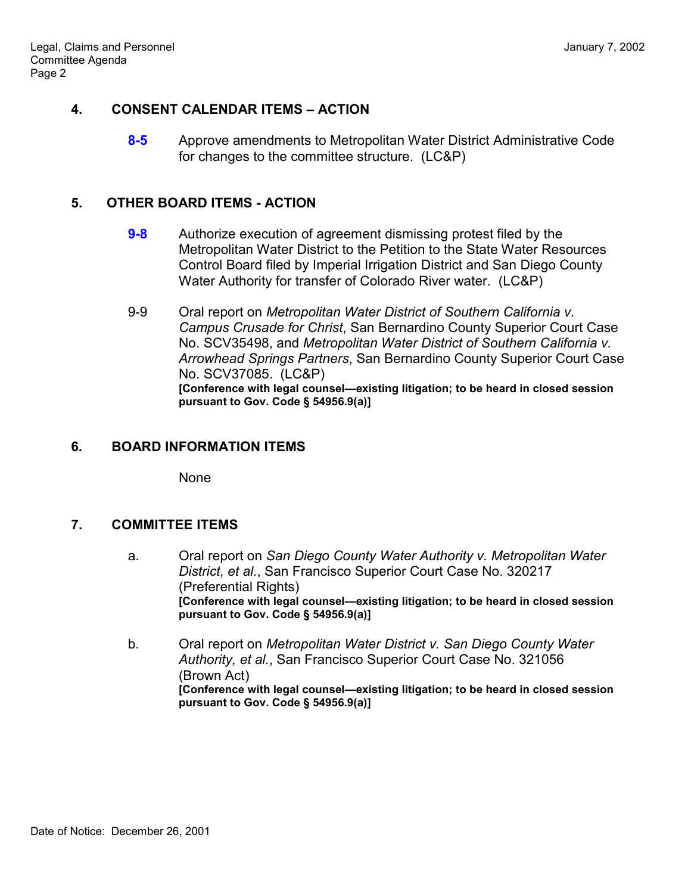## 4. CONSENT CALENDAR ITEMS – ACTION

**8-5** Approve amendments to Metropolitan Water District Administrative Code for changes to the committee structure. (LC&P)

## 5. OTHER BOARD ITEMS - ACTION

**9-8** Authorize execution of agreement dismissing protest filed by the Metropolitan Water District to the Petition to the State Water Resources Control Board filed by Imperial Irrigation District and San Diego County Water Authority for transfer of Colorado River water. (LC&P)

9-9 Oral report on *Metropolitan Water District of Southern California v. Campus Crusade for Christ*, San Bernardino County Superior Court Case No. SCV35498, and *Metropolitan Water District of Southern California v. Arrowhead Springs Partners*, San Bernardino County Superior Court Case No. SCV37085. (LC&P)
**[Conference with legal counsel—existing litigation; to be heard in closed session pursuant to Gov. Code § 54956.9(a)]**

## 6. BOARD INFORMATION ITEMS

None

## 7. COMMITTEE ITEMS

a. Oral report on *San Diego County Water Authority v. Metropolitan Water District, et al.*, San Francisco Superior Court Case No. 320217 (Preferential Rights)
**[Conference with legal counsel—existing litigation; to be heard in closed session pursuant to Gov. Code § 54956.9(a)]**

b. Oral report on *Metropolitan Water District v. San Diego County Water Authority, et al.*, San Francisco Superior Court Case No. 321056 (Brown Act)
**[Conference with legal counsel—existing litigation; to be heard in closed session pursuant to Gov. Code § 54956.9(a)]**

Date of Notice: December 26, 2001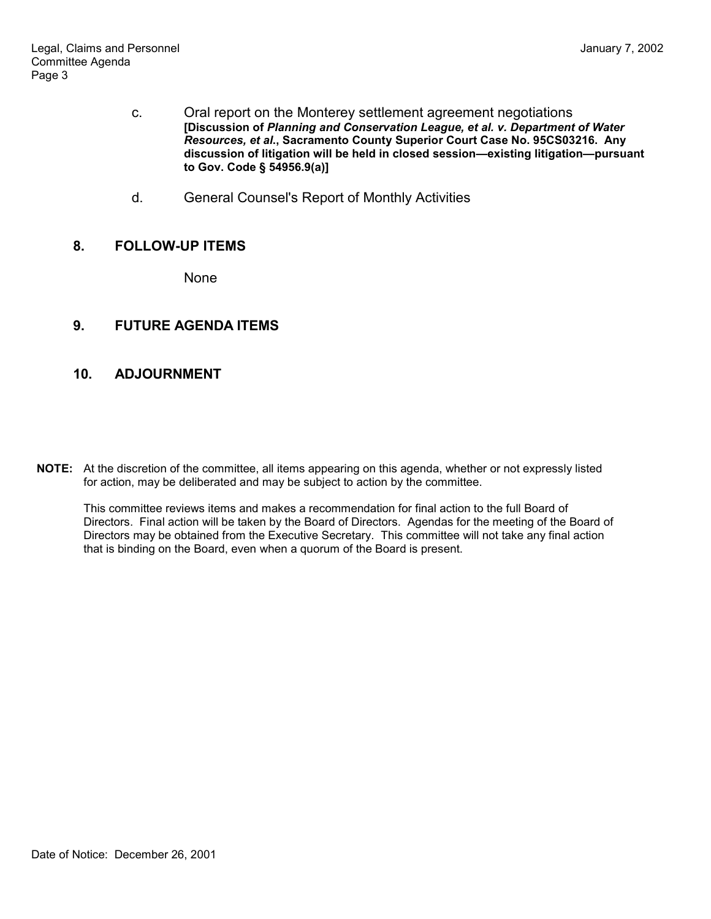c. Oral report on the Monterey settlement agreement negotiations
**[Discussion of *Planning and Conservation League, et al. v. Department of Water Resources, et al.*, Sacramento County Superior Court Case No. 95CS03216. Any discussion of litigation will be held in closed session—existing litigation—pursuant to Gov. Code § 54956.9(a)]**

d. General Counsel's Report of Monthly Activities

## 8. FOLLOW-UP ITEMS

None

## 9. FUTURE AGENDA ITEMS

## 10. ADJOURNMENT

**NOTE:** At the discretion of the committee, all items appearing on this agenda, whether or not expressly listed for action, may be deliberated and may be subject to action by the committee.

This committee reviews items and makes a recommendation for final action to the full Board of Directors. Final action will be taken by the Board of Directors. Agendas for the meeting of the Board of Directors may be obtained from the Executive Secretary. This committee will not take any final action that is binding on the Board, even when a quorum of the Board is present.

Date of Notice: December 26, 2001